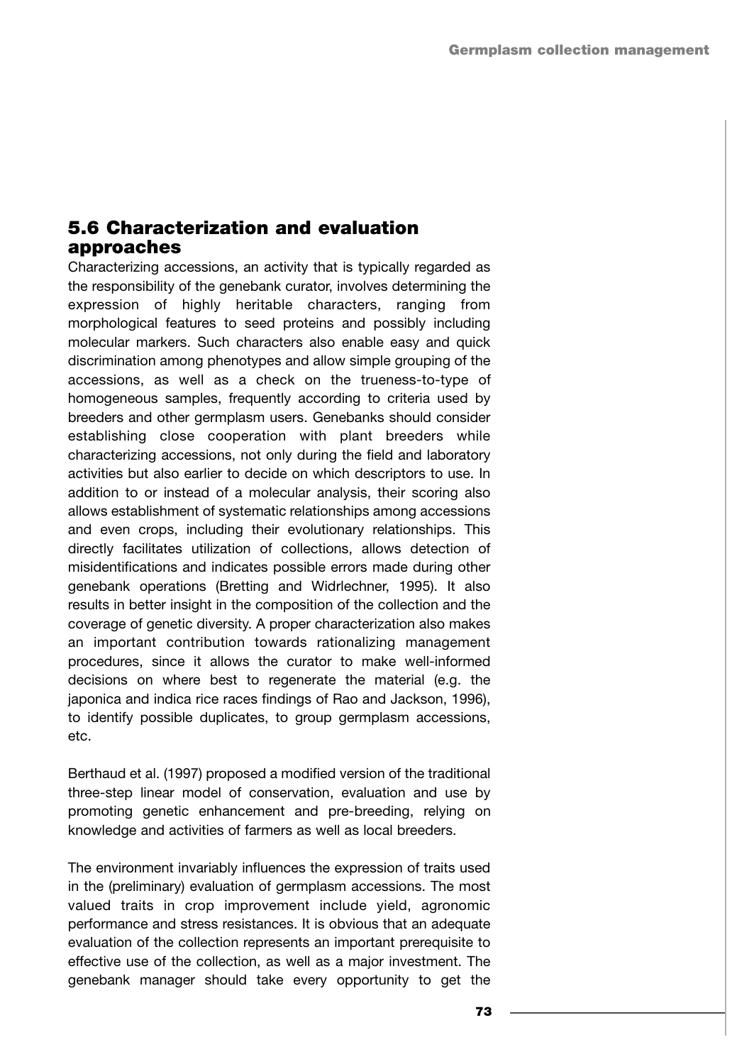## 5.6 Characterization and evaluation approaches

Characterizing accessions, an activity that is typically regarded as the responsibility of the genebank curator, involves determining the expression of highly heritable characters, ranging from morphological features to seed proteins and possibly including molecular markers. Such characters also enable easy and quick discrimination among phenotypes and allow simple grouping of the accessions, as well as a check on the trueness-to-type of homogeneous samples, frequently according to criteria used by breeders and other germplasm users. Genebanks should consider establishing close cooperation with plant breeders while characterizing accessions, not only during the field and laboratory activities but also earlier to decide on which descriptors to use. In addition to or instead of a molecular analysis, their scoring also allows establishment of systematic relationships among accessions and even crops, including their evolutionary relationships. This directly facilitates utilization of collections, allows detection of misidentifications and indicates possible errors made during other genebank operations (Bretting and Widrlechner, 1995). It also results in better insight in the composition of the collection and the coverage of genetic diversity. A proper characterization also makes an important contribution towards rationalizing management procedures, since it allows the curator to make well-informed decisions on where best to regenerate the material (e.g. the japonica and indica rice races findings of Rao and Jackson, 1996), to identify possible duplicates, to group germplasm accessions, etc.

Berthaud et al. (1997) proposed a modified version of the traditional three-step linear model of conservation, evaluation and use by promoting genetic enhancement and pre-breeding, relying on knowledge and activities of farmers as well as local breeders.

The environment invariably influences the expression of traits used in the (preliminary) evaluation of germplasm accessions. The most valued traits in crop improvement include yield, agronomic performance and stress resistances. It is obvious that an adequate evaluation of the collection represents an important prerequisite to effective use of the collection, as well as a major investment. The genebank manager should take every opportunity to get the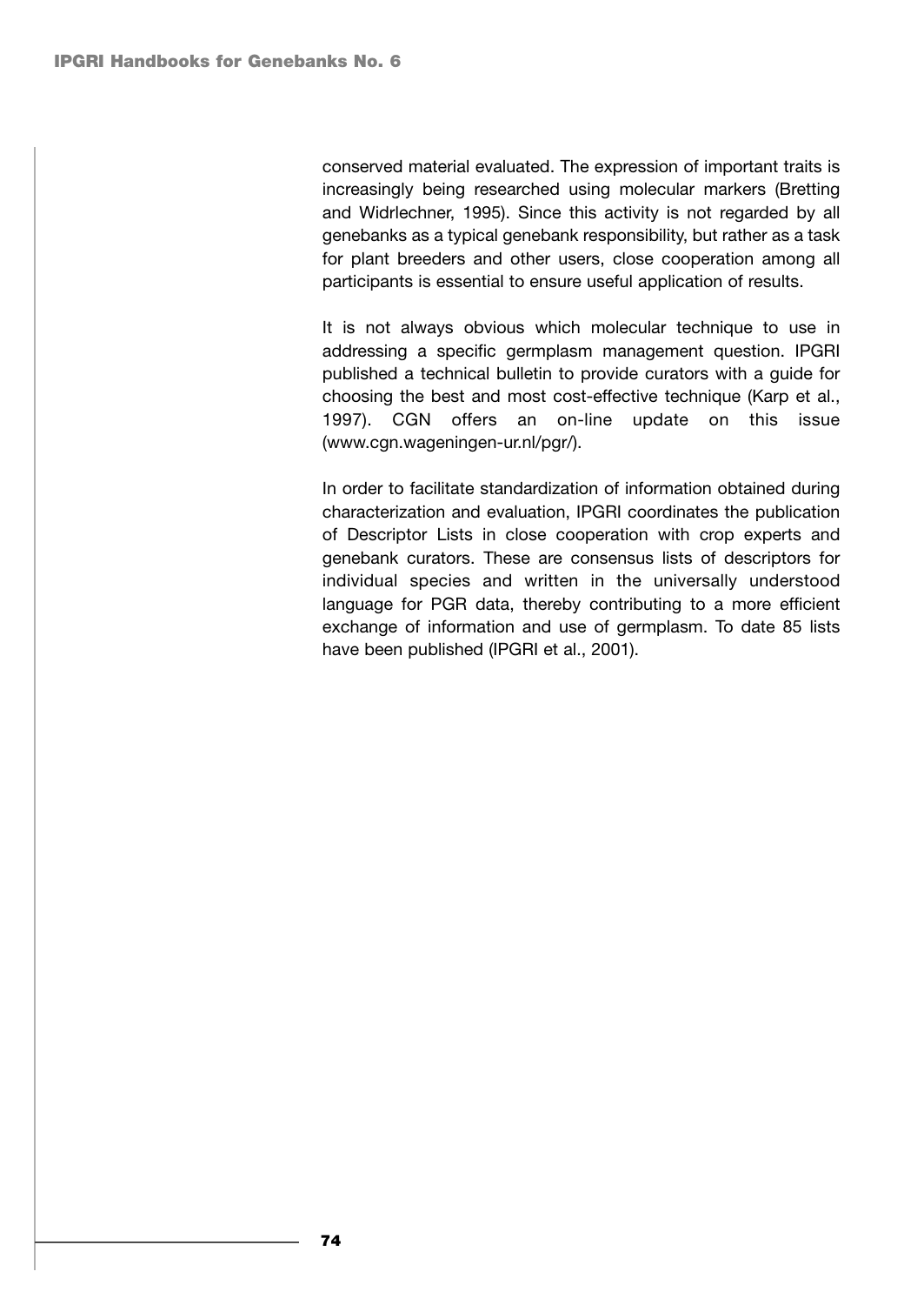conserved material evaluated. The expression of important traits is increasingly being researched using molecular markers (Bretting and Widrlechner, 1995). Since this activity is not regarded by all genebanks as a typical genebank responsibility, but rather as a task for plant breeders and other users, close cooperation among all participants is essential to ensure useful application of results.

It is not always obvious which molecular technique to use in addressing a specific germplasm management question. IPGRI published a technical bulletin to provide curators with a guide for choosing the best and most cost-effective technique (Karp et al., 1997). CGN offers an on-line update on this issue (www.cgn.wageningen-ur.nl/pgr/).

In order to facilitate standardization of information obtained during characterization and evaluation, IPGRI coordinates the publication of Descriptor Lists in close cooperation with crop experts and genebank curators. These are consensus lists of descriptors for individual species and written in the universally understood language for PGR data, thereby contributing to a more efficient exchange of information and use of germplasm. To date 85 lists have been published (IPGRI et al., 2001).